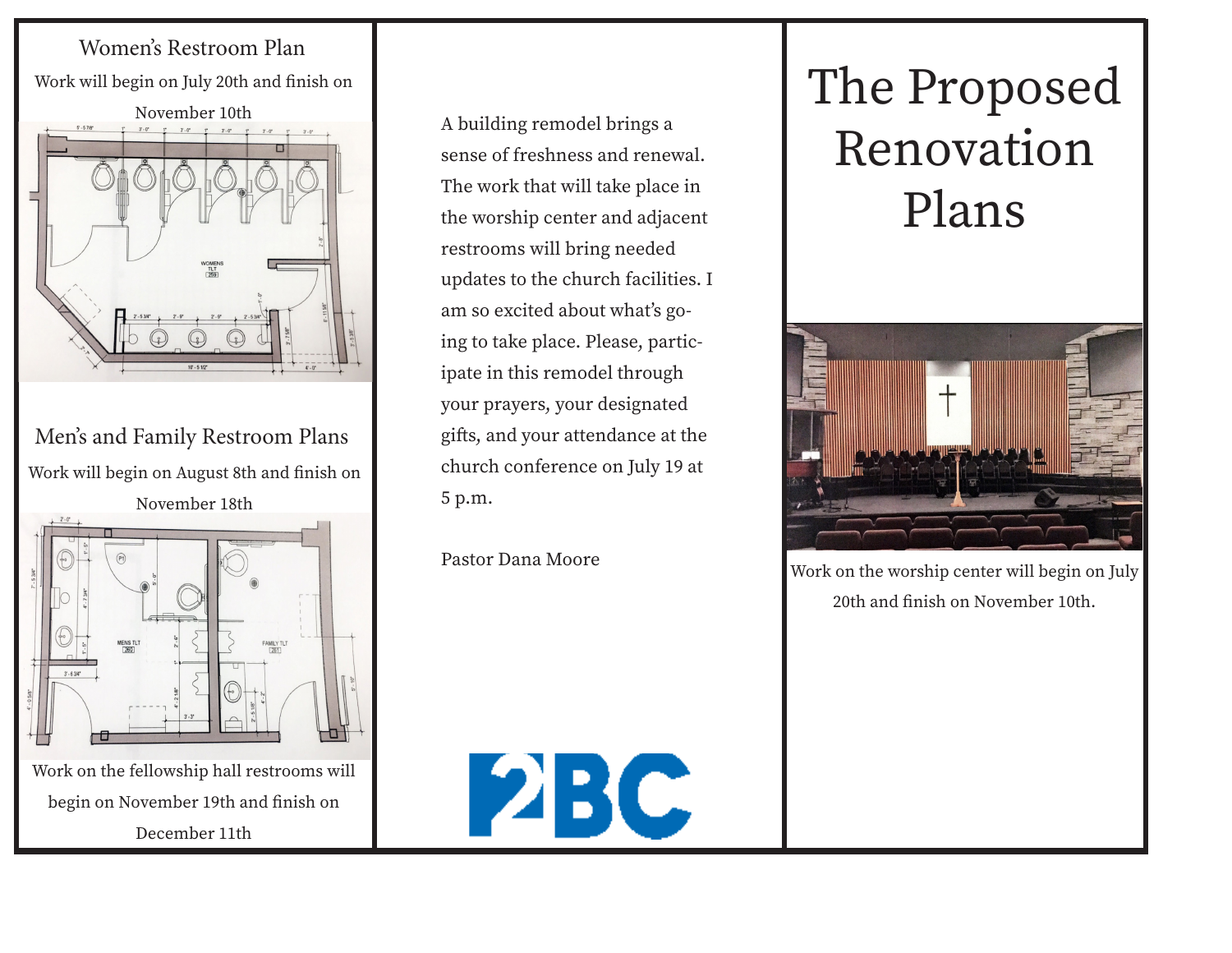# The Proposed Renovation Plans

Work on the worship center will begin on July 20th and finish on November 10th.

A building remodel brings a sense of freshness and renewal. The work that will take place in the worship center and adjacent restrooms will bring needed updates to the church facilities. I am so excited about what's going to take place. Please, participate in this remodel through your prayers, your designated gifts, and your attendance at the church conference on July 19 at 5 p.m.

Pastor Dana Moore

2BC

## Women's Restroom Plan

Work will begin on July 20th and finish on November 10th

## Men's and Family Restroom Plans

Work will begin on August 8th and finish on November 18th

Work on the fellowship hall restrooms will begin on November 19th and finish on December 11th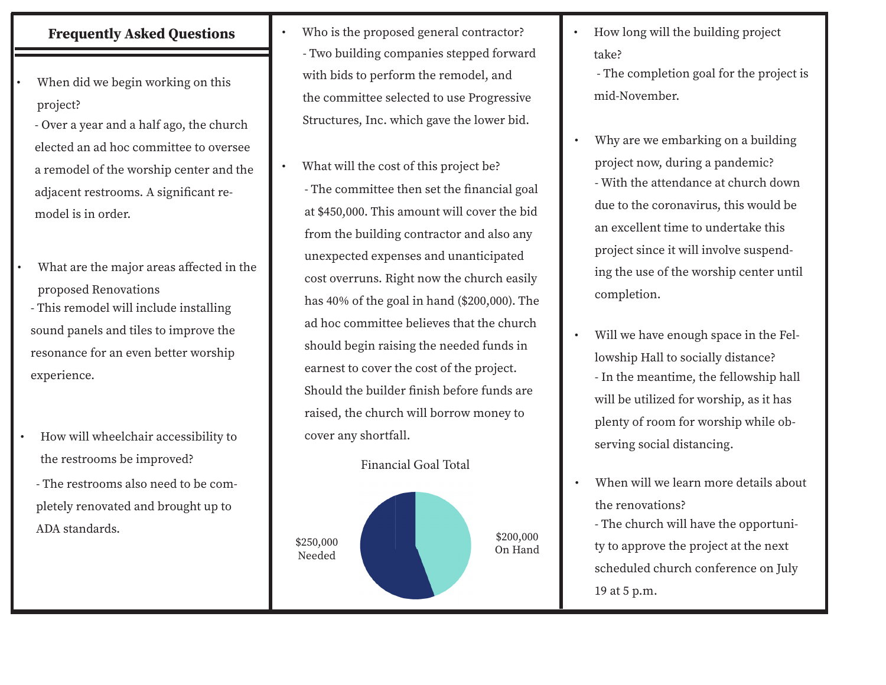## Frequently Asked Questions

- When did we begin working on this project?
  - Over a year and a half ago, the church elected an ad hoc committee to oversee a remodel of the worship center and the adjacent restrooms. A significant remodel is in order.

- What are the major areas affected in the proposed Renovations
  - This remodel will include installing sound panels and tiles to improve the resonance for an even better worship experience.

- How will wheelchair accessibility to the restrooms be improved?
  - The restrooms also need to be completely renovated and brought up to ADA standards.

- Who is the proposed general contractor?
  - Two building companies stepped forward with bids to perform the remodel, and the committee selected to use Progressive Structures, Inc. which gave the lower bid.

- What will the cost of this project be?
  - The committee then set the financial goal at $450,000. This amount will cover the bid from the building contractor and also any unexpected expenses and unanticipated cost overruns. Right now the church easily has 40% of the goal in hand ($200,000). The ad hoc committee believes that the church should begin raising the needed funds in earnest to cover the cost of the project. Should the builder finish before funds are raised, the church will borrow money to cover any shortfall.

Financial Goal Total

$250,000 Needed

$200,000 On Hand

- How long will the building project take?
  - The completion goal for the project is mid-November.

- Why are we embarking on a building project now, during a pandemic?
  - With the attendance at church down due to the coronavirus, this would be an excellent time to undertake this project since it will involve suspending the use of the worship center until completion.

- Will we have enough space in the Fellowship Hall to socially distance?
  - In the meantime, the fellowship hall will be utilized for worship, as it has plenty of room for worship while observing social distancing.

- When will we learn more details about the renovations?
  - The church will have the opportunity to approve the project at the next scheduled church conference on July 19 at 5 p.m.